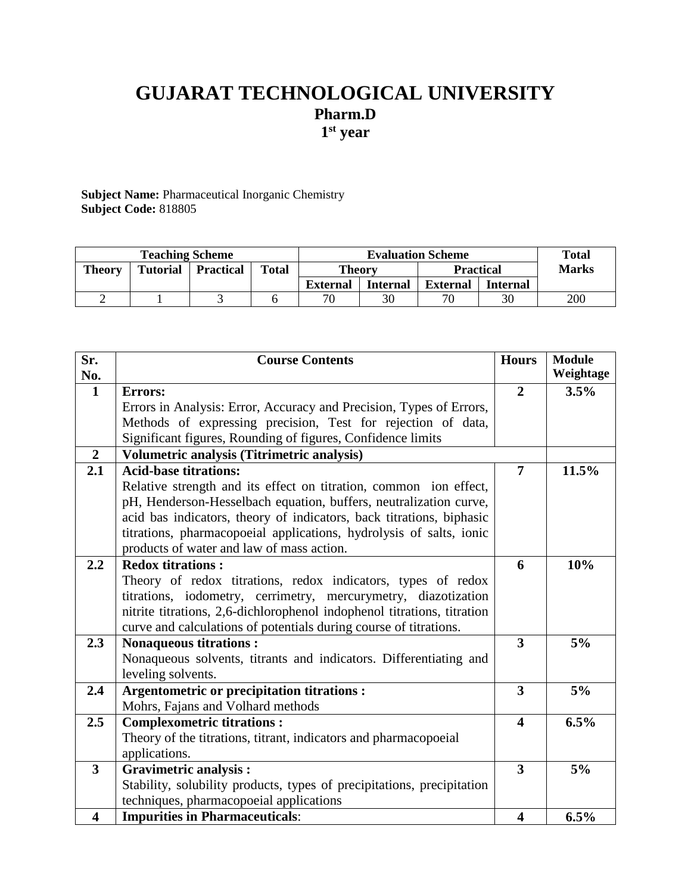# GUJARAT TECHNOLOGICAL UNIVERSITY

## Pharm.D

## 1[st] year

**Subject Name:** Pharmaceutical Inorganic Chemistry
**Subject Code:** 818805

| Teaching Scheme | | | | Evaluation Scheme | | | | Total Marks |
|---|---|---|---|---|---|---|---|---|
| Theory | Tutorial | Practical | Total | Theory | | Practical | | |
| | | | | External | Internal | External | Internal | |
| 2 | 1 | 3 | 6 | 70 | 30 | 70 | 30 | 200 |

| Sr. No. | Course Contents | Hours | Module Weightage |
|---|---|---|---|
| **1** | **Errors:** Errors in Analysis: Error, Accuracy and Precision, Types of Errors, Methods of expressing precision, Test for rejection of data, Significant figures, Rounding of figures, Confidence limits | **2** | **3.5%** |
| **2** | **Volumetric analysis (Titrimetric analysis)** | | |
| **2.1** | **Acid-base titrations:** Relative strength and its effect on titration, common ion effect, pH, Henderson-Hesselbach equation, buffers, neutralization curve, acid bas indicators, theory of indicators, back titrations, biphasic titrations, pharmacopoeial applications, hydrolysis of salts, ionic products of water and law of mass action. | **7** | **11.5%** |
| **2.2** | **Redox titrations :** Theory of redox titrations, redox indicators, types of redox titrations, iodometry, cerrimetry, mercurymetry, diazotization nitrite titrations, 2,6-dichlorophenol indophenol titrations, titration curve and calculations of potentials during course of titrations. | **6** | **10%** |
| **2.3** | **Nonaqueous titrations :** Nonaqueous solvents, titrants and indicators. Differentiating and leveling solvents. | **3** | **5%** |
| **2.4** | **Argentometric or precipitation titrations :** Mohrs, Fajans and Volhard methods | **3** | **5%** |
| **2.5** | **Complexometric titrations :** Theory of the titrations, titrant, indicators and pharmacopoeial applications. | **4** | **6.5%** |
| **3** | **Gravimetric analysis :** Stability, solubility products, types of precipitations, precipitation techniques, pharmacopoeial applications | **3** | **5%** |
| **4** | **Impurities in Pharmaceuticals**: | **4** | **6.5%** |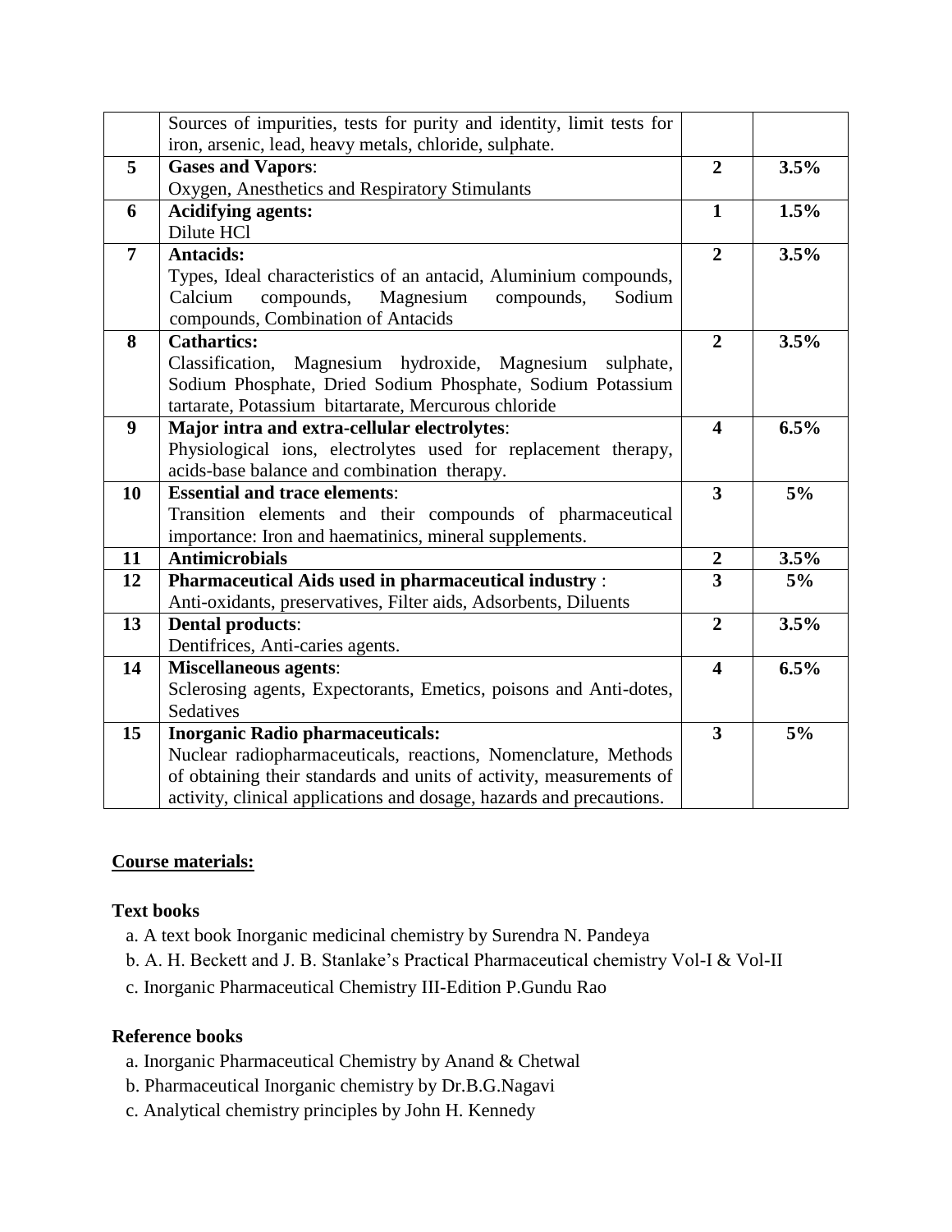| | | | |
|---|---|---|---|
| | Sources of impurities, tests for purity and identity, limit tests for iron, arsenic, lead, heavy metals, chloride, sulphate. | | |
| **5** | **Gases and Vapors**: Oxygen, Anesthetics and Respiratory Stimulants | **2** | **3.5%** |
| **6** | **Acidifying agents:** Dilute HCl | **1** | **1.5%** |
| **7** | **Antacids:** Types, Ideal characteristics of an antacid, Aluminium compounds, Calcium compounds, Magnesium compounds, Sodium compounds, Combination of Antacids | **2** | **3.5%** |
| **8** | **Cathartics:** Classification, Magnesium hydroxide, Magnesium sulphate, Sodium Phosphate, Dried Sodium Phosphate, Sodium Potassium tartarate, Potassium bitartarate, Mercurous chloride | **2** | **3.5%** |
| **9** | **Major intra and extra-cellular electrolytes**: Physiological ions, electrolytes used for replacement therapy, acids-base balance and combination therapy. | **4** | **6.5%** |
| **10** | **Essential and trace elements**: Transition elements and their compounds of pharmaceutical importance: Iron and haematinics, mineral supplements. | **3** | **5%** |
| **11** | **Antimicrobials** | **2** | **3.5%** |
| **12** | **Pharmaceutical Aids used in pharmaceutical industry** : Anti-oxidants, preservatives, Filter aids, Adsorbents, Diluents | **3** | **5%** |
| **13** | **Dental products**: Dentifrices, Anti-caries agents. | **2** | **3.5%** |
| **14** | **Miscellaneous agents**: Sclerosing agents, Expectorants, Emetics, poisons and Anti-dotes, Sedatives | **4** | **6.5%** |
| **15** | **Inorganic Radio pharmaceuticals:** Nuclear radiopharmaceuticals, reactions, Nomenclature, Methods of obtaining their standards and units of activity, measurements of activity, clinical applications and dosage, hazards and precautions. | **3** | **5%** |

**Course materials:**

**Text books**

a. A text book Inorganic medicinal chemistry by Surendra N. Pandeya

b. A. H. Beckett and J. B. Stanlake's Practical Pharmaceutical chemistry Vol-I & Vol-II

c. Inorganic Pharmaceutical Chemistry III-Edition P.Gundu Rao

**Reference books**

a. Inorganic Pharmaceutical Chemistry by Anand & Chetwal

b. Pharmaceutical Inorganic chemistry by Dr.B.G.Nagavi

c. Analytical chemistry principles by John H. Kennedy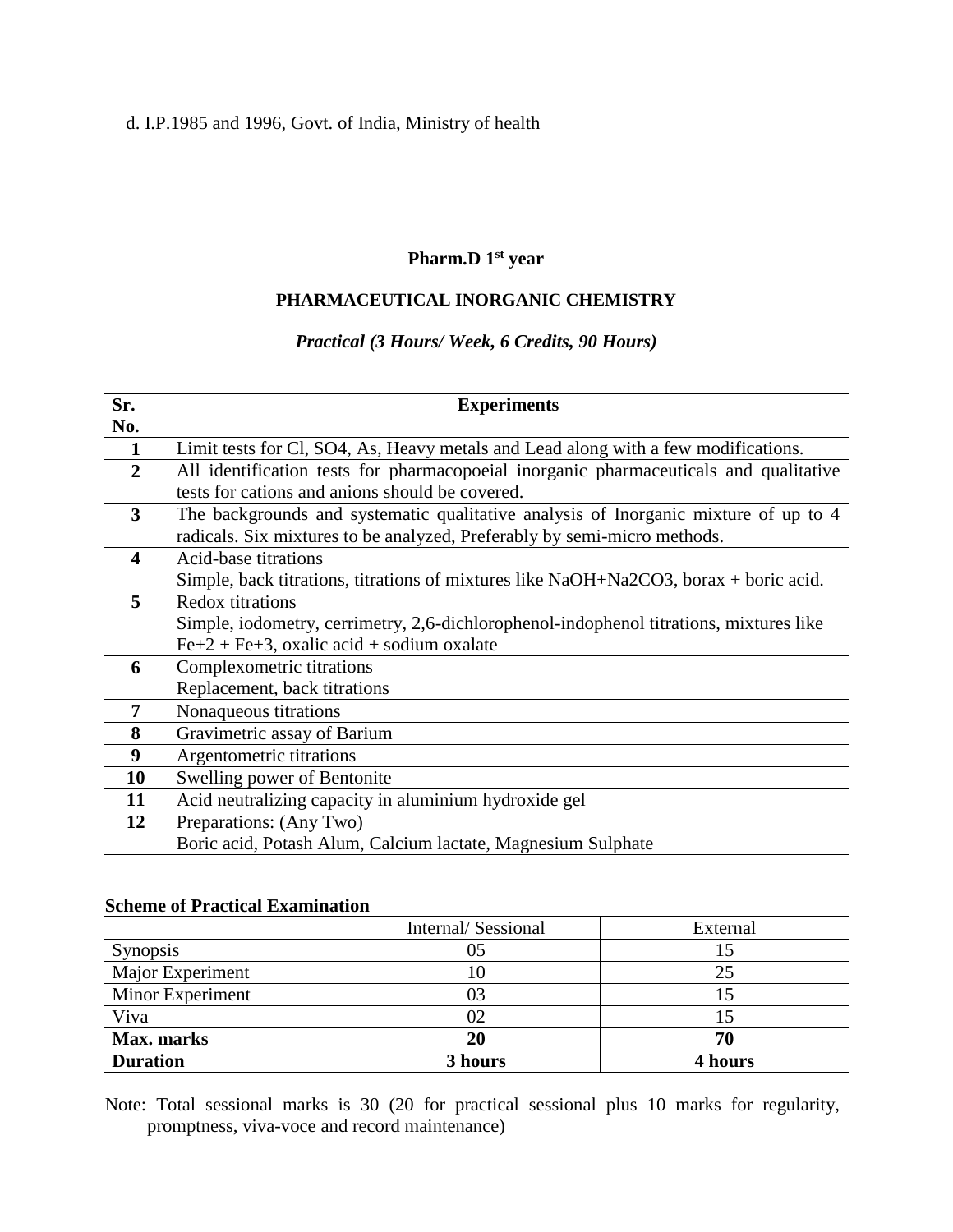d. I.P.1985 and 1996, Govt. of India, Ministry of health

**Pharm.D 1[st] year**

**PHARMACEUTICAL INORGANIC CHEMISTRY**

***Practical (3 Hours/ Week, 6 Credits, 90 Hours)***

| Sr. No. | Experiments |
|---|---|
| **1** | Limit tests for Cl, SO4, As, Heavy metals and Lead along with a few modifications. |
| **2** | All identification tests for pharmacopoeial inorganic pharmaceuticals and qualitative tests for cations and anions should be covered. |
| **3** | The backgrounds and systematic qualitative analysis of Inorganic mixture of up to 4 radicals. Six mixtures to be analyzed, Preferably by semi-micro methods. |
| **4** | Acid-base titrations<br>Simple, back titrations, titrations of mixtures like $NaOH+Na_2CO_3$, borax + boric acid. |
| **5** | Redox titrations<br>Simple, iodometry, cerrimetry, 2,6-dichlorophenol-indophenol titrations, mixtures like $Fe^{+2} + Fe^{+3}$, oxalic acid + sodium oxalate |
| **6** | Complexometric titrations<br>Replacement, back titrations |
| **7** | Nonaqueous titrations |
| **8** | Gravimetric assay of Barium |
| **9** | Argentometric titrations |
| **10** | Swelling power of Bentonite |
| **11** | Acid neutralizing capacity in aluminium hydroxide gel |
| **12** | Preparations: (Any Two)<br>Boric acid, Potash Alum, Calcium lactate, Magnesium Sulphate |

**Scheme of Practical Examination**

| | Internal/ Sessional | External |
|---|---|---|
| Synopsis | 05 | 15 |
| Major Experiment | 10 | 25 |
| Minor Experiment | 03 | 15 |
| Viva | 02 | 15 |
| **Max. marks** | **20** | **70** |
| **Duration** | **3 hours** | **4 hours** |

Note: Total sessional marks is 30 (20 for practical sessional plus 10 marks for regularity, promptness, viva-voce and record maintenance)